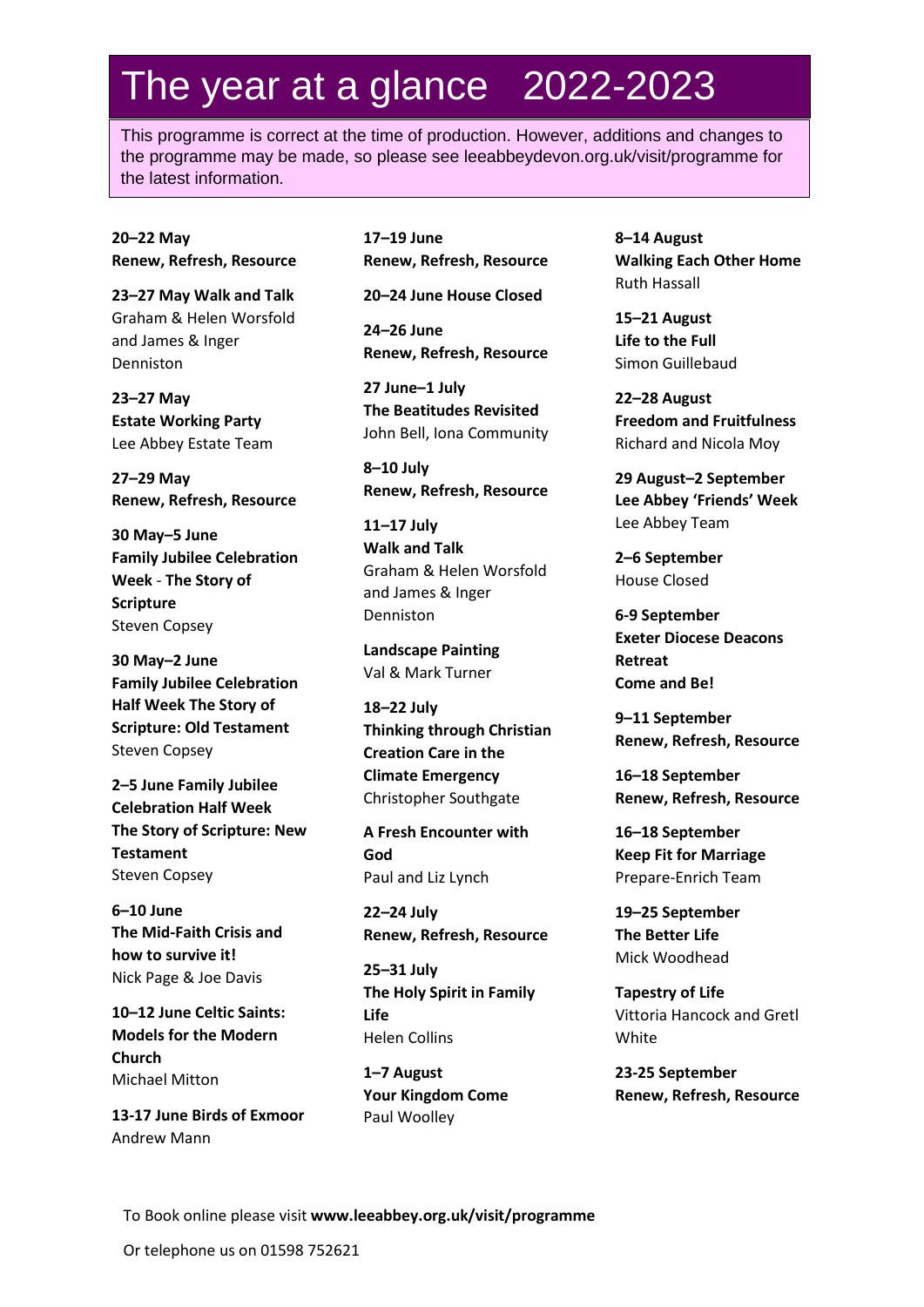# The year at a glance 2022-2023

This programme is correct at the time of production. However, additions and changes to the programme may be made, so please see leeabbeydevon.org.uk/visit/programme for the latest information.

**20–22 May**
**Renew, Refresh, Resource**

**23–27 May Walk and Talk**
Graham & Helen Worsfold and James & Inger Denniston

**23–27 May**
**Estate Working Party**
Lee Abbey Estate Team

**27–29 May**
**Renew, Refresh, Resource**

**30 May–5 June**
**Family Jubilee Celebration Week** - **The Story of Scripture**
Steven Copsey

**30 May–2 June**
**Family Jubilee Celebration Half Week The Story of Scripture: Old Testament**
Steven Copsey

**2–5 June Family Jubilee Celebration Half Week The Story of Scripture: New Testament**
Steven Copsey

**6–10 June**
**The Mid-Faith Crisis and how to survive it!**
Nick Page & Joe Davis

**10–12 June Celtic Saints: Models for the Modern Church**
Michael Mitton

**13-17 June Birds of Exmoor**
Andrew Mann

**17–19 June**
**Renew, Refresh, Resource**

**20–24 June House Closed**

**24–26 June**
**Renew, Refresh, Resource**

**27 June–1 July**
**The Beatitudes Revisited**
John Bell, Iona Community

**8–10 July**
**Renew, Refresh, Resource**

**11–17 July**
**Walk and Talk**
Graham & Helen Worsfold and James & Inger Denniston

**Landscape Painting**
Val & Mark Turner

**18–22 July**
**Thinking through Christian Creation Care in the Climate Emergency**
Christopher Southgate

**A Fresh Encounter with God**
Paul and Liz Lynch

**22–24 July**
**Renew, Refresh, Resource**

**25–31 July**
**The Holy Spirit in Family Life**
Helen Collins

**1–7 August**
**Your Kingdom Come**
Paul Woolley

**8–14 August**
**Walking Each Other Home**
Ruth Hassall

**15–21 August**
**Life to the Full**
Simon Guillebaud

**22–28 August**
**Freedom and Fruitfulness**
Richard and Nicola Moy

**29 August–2 September**
**Lee Abbey 'Friends' Week**
Lee Abbey Team

**2–6 September**
House Closed

**6-9 September**
**Exeter Diocese Deacons Retreat**
**Come and Be!**

**9–11 September**
**Renew, Refresh, Resource**

**16–18 September**
**Renew, Refresh, Resource**

**16–18 September**
**Keep Fit for Marriage**
Prepare-Enrich Team

**19–25 September**
**The Better Life**
Mick Woodhead

**Tapestry of Life**
Vittoria Hancock and Gretl White

**23-25 September**
**Renew, Refresh, Resource**

To Book online please visit **www.leeabbey.org.uk/visit/programme**

Or telephone us on 01598 752621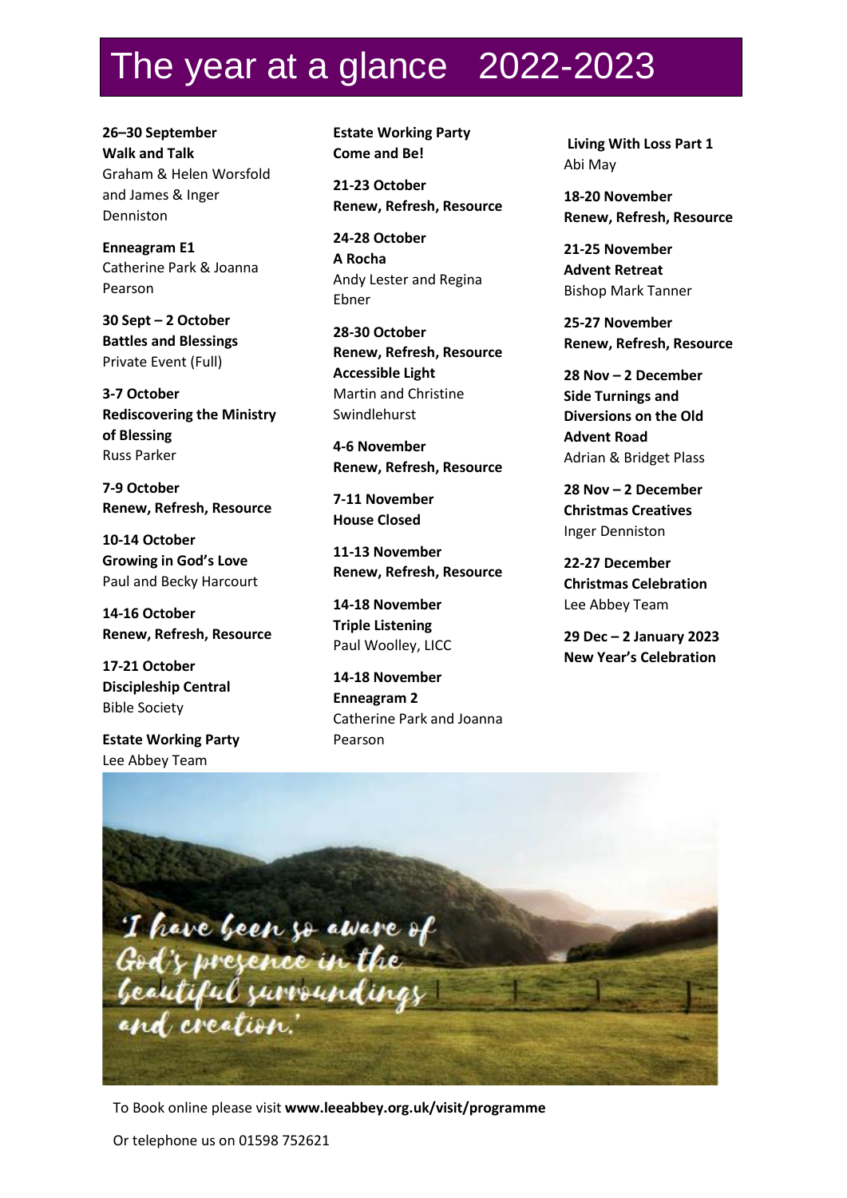# The year at a glance 2022-2023

**26–30 September**
**Walk and Talk**
Graham & Helen Worsfold and James & Inger Denniston

**Enneagram E1**
Catherine Park & Joanna Pearson

**30 Sept – 2 October**
**Battles and Blessings**
Private Event (Full)

**3-7 October**
**Rediscovering the Ministry of Blessing**
Russ Parker

**7-9 October**
**Renew, Refresh, Resource**

**10-14 October**
**Growing in God's Love**
Paul and Becky Harcourt

**14-16 October**
**Renew, Refresh, Resource**

**17-21 October**
**Discipleship Central**
Bible Society

**Estate Working Party**
Lee Abbey Team

**Estate Working Party**
**Come and Be!**

**21-23 October**
**Renew, Refresh, Resource**

**24-28 October**
**A Rocha**
Andy Lester and Regina Ebner

**28-30 October**
**Renew, Refresh, Resource**
**Accessible Light**
Martin and Christine Swindlehurst

**4-6 November**
**Renew, Refresh, Resource**

**7-11 November**
**House Closed**

**11-13 November**
**Renew, Refresh, Resource**

**14-18 November**
**Triple Listening**
Paul Woolley, LICC

**14-18 November**
**Enneagram 2**
Catherine Park and Joanna Pearson

**Living With Loss Part 1**
Abi May

**18-20 November**
**Renew, Refresh, Resource**

**21-25 November**
**Advent Retreat**
Bishop Mark Tanner

**25-27 November**
**Renew, Refresh, Resource**

**28 Nov – 2 December**
**Side Turnings and Diversions on the Old Advent Road**
Adrian & Bridget Plass

**28 Nov – 2 December**
**Christmas Creatives**
Inger Denniston

**22-27 December**
**Christmas Celebration**
Lee Abbey Team

**29 Dec – 2 January 2023**
**New Year's Celebration**

'I have been so aware of God's presence in the beautiful surroundings and creation.'

To Book online please visit **www.leeabbey.org.uk/visit/programme**

Or telephone us on 01598 752621